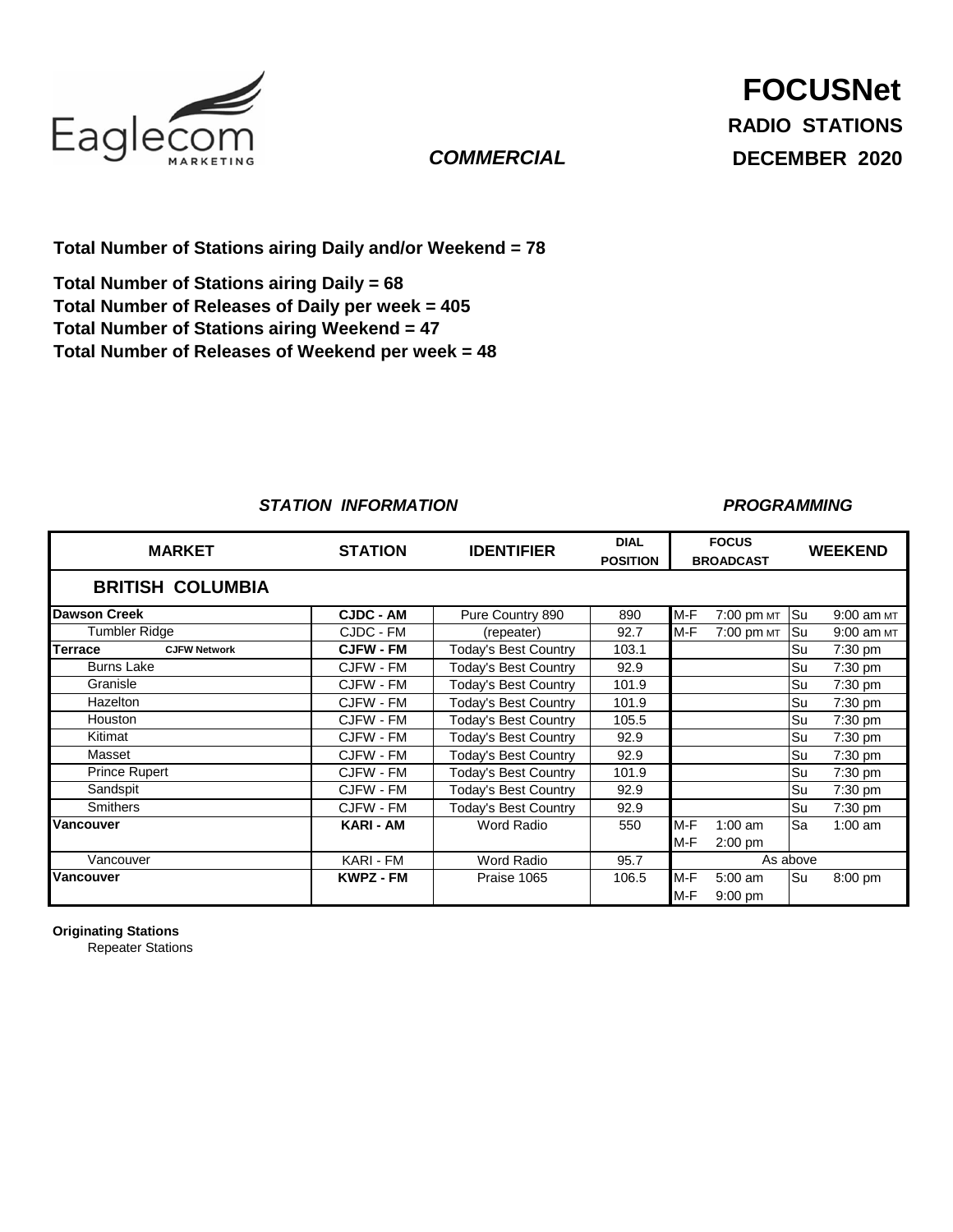Eaglecom MARKETING

# FOCUSNet

**RADIO STATIONS**

***COMMERCIAL***

**DECEMBER 2020**

**Total Number of Stations airing Daily and/or Weekend = 78**

**Total Number of Stations airing Daily = 68**
**Total Number of Releases of Daily per week = 405**
**Total Number of Stations airing Weekend = 47**
**Total Number of Releases of Weekend per week = 48**

***STATION INFORMATION*** ***PROGRAMMING***

| MARKET | STATION | IDENTIFIER | DIAL POSITION | FOCUS BROADCAST | | WEEKEND | |
|---|---|---|---|---|---|---|---|
| **BRITISH COLUMBIA** | | | | | | | |
| **Dawson Creek** | **CJDC - AM** | Pure Country 890 | 890 | M-F | 7:00 pm MT | Su | 9:00 am MT |
| Tumbler Ridge | CJDC - FM | (repeater) | 92.7 | M-F | 7:00 pm MT | Su | 9:00 am MT |
| **Terrace** CJFW Network | **CJFW - FM** | Today's Best Country | 103.1 | | | Su | 7:30 pm |
| Burns Lake | CJFW - FM | Today's Best Country | 92.9 | | | Su | 7:30 pm |
| Granisle | CJFW - FM | Today's Best Country | 101.9 | | | Su | 7:30 pm |
| Hazelton | CJFW - FM | Today's Best Country | 101.9 | | | Su | 7:30 pm |
| Houston | CJFW - FM | Today's Best Country | 105.5 | | | Su | 7:30 pm |
| Kitimat | CJFW - FM | Today's Best Country | 92.9 | | | Su | 7:30 pm |
| Masset | CJFW - FM | Today's Best Country | 92.9 | | | Su | 7:30 pm |
| Prince Rupert | CJFW - FM | Today's Best Country | 101.9 | | | Su | 7:30 pm |
| Sandspit | CJFW - FM | Today's Best Country | 92.9 | | | Su | 7:30 pm |
| Smithers | CJFW - FM | Today's Best Country | 92.9 | | | Su | 7:30 pm |
| **Vancouver** | **KARI - AM** | Word Radio | 550 | M-F | 1:00 am | Sa | 1:00 am |
| | | | | M-F | 2:00 pm | | |
| Vancouver | KARI - FM | Word Radio | 95.7 | As above | | | |
| **Vancouver** | **KWPZ - FM** | Praise 1065 | 106.5 | M-F | 5:00 am | Su | 8:00 pm |
| | | | | M-F | 9:00 pm | | |

**Originating Stations**
Repeater Stations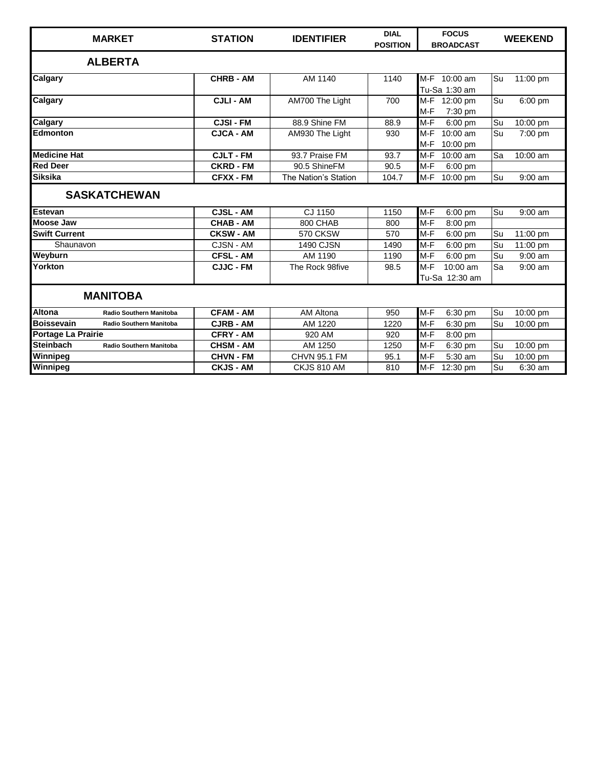| MARKET | STATION | IDENTIFIER | DIAL POSITION | FOCUS BROADCAST | WEEKEND |
|---|---|---|---|---|---|
| **ALBERTA** | | | | | |
| **Calgary** | **CHRB - AM** | AM 1140 | 1140 | M-F 10:00 am<br>Tu-Sa 1:30 am | Su 11:00 pm |
| **Calgary** | **CJLI - AM** | AM700 The Light | 700 | M-F 12:00 pm<br>M-F 7:30 pm | Su 6:00 pm |
| **Calgary** | **CJSI - FM** | 88.9 Shine FM | 88.9 | M-F 6:00 pm | Su 10:00 pm |
| **Edmonton** | **CJCA - AM** | AM930 The Light | 930 | M-F 10:00 am<br>M-F 10:00 pm | Su 7:00 pm |
| **Medicine Hat** | **CJLT - FM** | 93.7 Praise FM | 93.7 | M-F 10:00 am | Sa 10:00 am |
| **Red Deer** | **CKRD - FM** | 90.5 ShineFM | 90.5 | M-F 6:00 pm | |
| **Siksika** | **CFXX - FM** | The Nation's Station | 104.7 | M-F 10:00 pm | Su 9:00 am |
| **SASKATCHEWAN** | | | | | |
| **Estevan** | **CJSL - AM** | CJ 1150 | 1150 | M-F 6:00 pm | Su 9:00 am |
| **Moose Jaw** | **CHAB - AM** | 800 CHAB | 800 | M-F 8:00 pm | |
| **Swift Current** | **CKSW - AM** | 570 CKSW | 570 | M-F 6:00 pm | Su 11:00 pm |
| Shaunavon | CJSN - AM | 1490 CJSN | 1490 | M-F 6:00 pm | Su 11:00 pm |
| **Weyburn** | **CFSL - AM** | AM 1190 | 1190 | M-F 6:00 pm | Su 9:00 am |
| **Yorkton** | **CJJC - FM** | The Rock 98five | 98.5 | M-F 10:00 am<br>Tu-Sa 12:30 am | Sa 9:00 am |
| **MANITOBA** | | | | | |
| **Altona** Radio Southern Manitoba | **CFAM - AM** | AM Altona | 950 | M-F 6:30 pm | Su 10:00 pm |
| **Boissevain** Radio Southern Manitoba | **CJRB - AM** | AM 1220 | 1220 | M-F 6:30 pm | Su 10:00 pm |
| **Portage La Prairie** | **CFRY - AM** | 920 AM | 920 | M-F 8:00 pm | |
| **Steinbach** Radio Southern Manitoba | **CHSM - AM** | AM 1250 | 1250 | M-F 6:30 pm | Su 10:00 pm |
| **Winnipeg** | **CHVN - FM** | CHVN 95.1 FM | 95.1 | M-F 5:30 am | Su 10:00 pm |
| **Winnipeg** | **CKJS - AM** | CKJS 810 AM | 810 | M-F 12:30 pm | Su 6:30 am |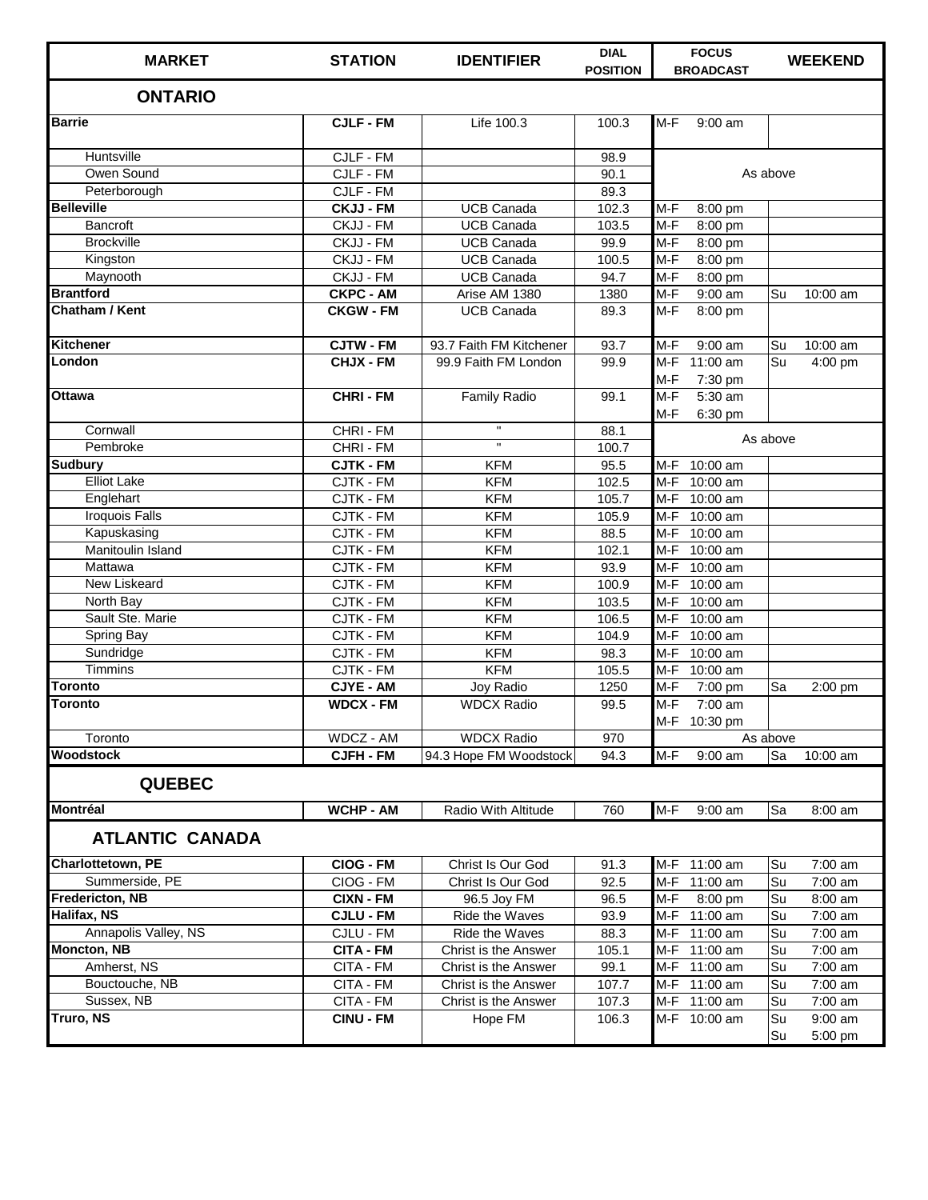| MARKET | STATION | IDENTIFIER | DIAL POSITION | FOCUS BROADCAST | WEEKEND |
|---|---|---|---|---|---|
| **ONTARIO** | | | | | |
| **Barrie** | **CJLF - FM** | Life 100.3 | 100.3 | M-F 9:00 am | |
| Huntsville | CJLF - FM | | 98.9 | As above | |
| Owen Sound | CJLF - FM | | 90.1 | As above | |
| Peterborough | CJLF - FM | | 89.3 | As above | |
| **Belleville** | **CKJJ - FM** | UCB Canada | 102.3 | M-F 8:00 pm | |
| Bancroft | CKJJ - FM | UCB Canada | 103.5 | M-F 8:00 pm | |
| Brockville | CKJJ - FM | UCB Canada | 99.9 | M-F 8:00 pm | |
| Kingston | CKJJ - FM | UCB Canada | 100.5 | M-F 8:00 pm | |
| Maynooth | CKJJ - FM | UCB Canada | 94.7 | M-F 8:00 pm | |
| **Brantford** | **CKPC - AM** | Arise AM 1380 | 1380 | M-F 9:00 am | Su 10:00 am |
| **Chatham / Kent** | **CKGW - FM** | UCB Canada | 89.3 | M-F 8:00 pm | |
| **Kitchener** | **CJTW - FM** | 93.7 Faith FM Kitchener | 93.7 | M-F 9:00 am | Su 10:00 am |
| **London** | **CHJX - FM** | 99.9 Faith FM London | 99.9 | M-F 11:00 am<br>M-F 7:30 pm | Su 4:00 pm |
| **Ottawa** | **CHRI - FM** | Family Radio | 99.1 | M-F 5:30 am<br>M-F 6:30 pm | |
| Cornwall | CHRI - FM | " | 88.1 | As above | |
| Pembroke | CHRI - FM | " | 100.7 | As above | |
| **Sudbury** | **CJTK - FM** | KFM | 95.5 | M-F 10:00 am | |
| Elliot Lake | CJTK - FM | KFM | 102.5 | M-F 10:00 am | |
| Englehart | CJTK - FM | KFM | 105.7 | M-F 10:00 am | |
| Iroquois Falls | CJTK - FM | KFM | 105.9 | M-F 10:00 am | |
| Kapuskasing | CJTK - FM | KFM | 88.5 | M-F 10:00 am | |
| Manitoulin Island | CJTK - FM | KFM | 102.1 | M-F 10:00 am | |
| Mattawa | CJTK - FM | KFM | 93.9 | M-F 10:00 am | |
| New Liskeard | CJTK - FM | KFM | 100.9 | M-F 10:00 am | |
| North Bay | CJTK - FM | KFM | 103.5 | M-F 10:00 am | |
| Sault Ste. Marie | CJTK - FM | KFM | 106.5 | M-F 10:00 am | |
| Spring Bay | CJTK - FM | KFM | 104.9 | M-F 10:00 am | |
| Sundridge | CJTK - FM | KFM | 98.3 | M-F 10:00 am | |
| Timmins | CJTK - FM | KFM | 105.5 | M-F 10:00 am | |
| **Toronto** | **CJYE - AM** | Joy Radio | 1250 | M-F 7:00 pm | Sa 2:00 pm |
| **Toronto** | **WDCX - FM** | WDCX Radio | 99.5 | M-F 7:00 am<br>M-F 10:30 pm | |
| Toronto | WDCZ - AM | WDCX Radio | 970 | As above | |
| **Woodstock** | **CJFH - FM** | 94.3 Hope FM Woodstock | 94.3 | M-F 9:00 am | Sa 10:00 am |
| **QUEBEC** | | | | | |
| **Montréal** | **WCHP - AM** | Radio With Altitude | 760 | M-F 9:00 am | Sa 8:00 am |
| **ATLANTIC CANADA** | | | | | |
| **Charlottetown, PE** | **CIOG - FM** | Christ Is Our God | 91.3 | M-F 11:00 am | Su 7:00 am |
| Summerside, PE | CIOG - FM | Christ Is Our God | 92.5 | M-F 11:00 am | Su 7:00 am |
| **Fredericton, NB** | **CIXN - FM** | 96.5 Joy FM | 96.5 | M-F 8:00 pm | Su 8:00 am |
| **Halifax, NS** | **CJLU - FM** | Ride the Waves | 93.9 | M-F 11:00 am | Su 7:00 am |
| Annapolis Valley, NS | CJLU - FM | Ride the Waves | 88.3 | M-F 11:00 am | Su 7:00 am |
| **Moncton, NB** | **CITA - FM** | Christ is the Answer | 105.1 | M-F 11:00 am | Su 7:00 am |
| Amherst, NS | CITA - FM | Christ is the Answer | 99.1 | M-F 11:00 am | Su 7:00 am |
| Bouctouche, NB | CITA - FM | Christ is the Answer | 107.7 | M-F 11:00 am | Su 7:00 am |
| Sussex, NB | CITA - FM | Christ is the Answer | 107.3 | M-F 11:00 am | Su 7:00 am |
| **Truro, NS** | **CINU - FM** | Hope FM | 106.3 | M-F 10:00 am | Su 9:00 am<br>Su 5:00 pm |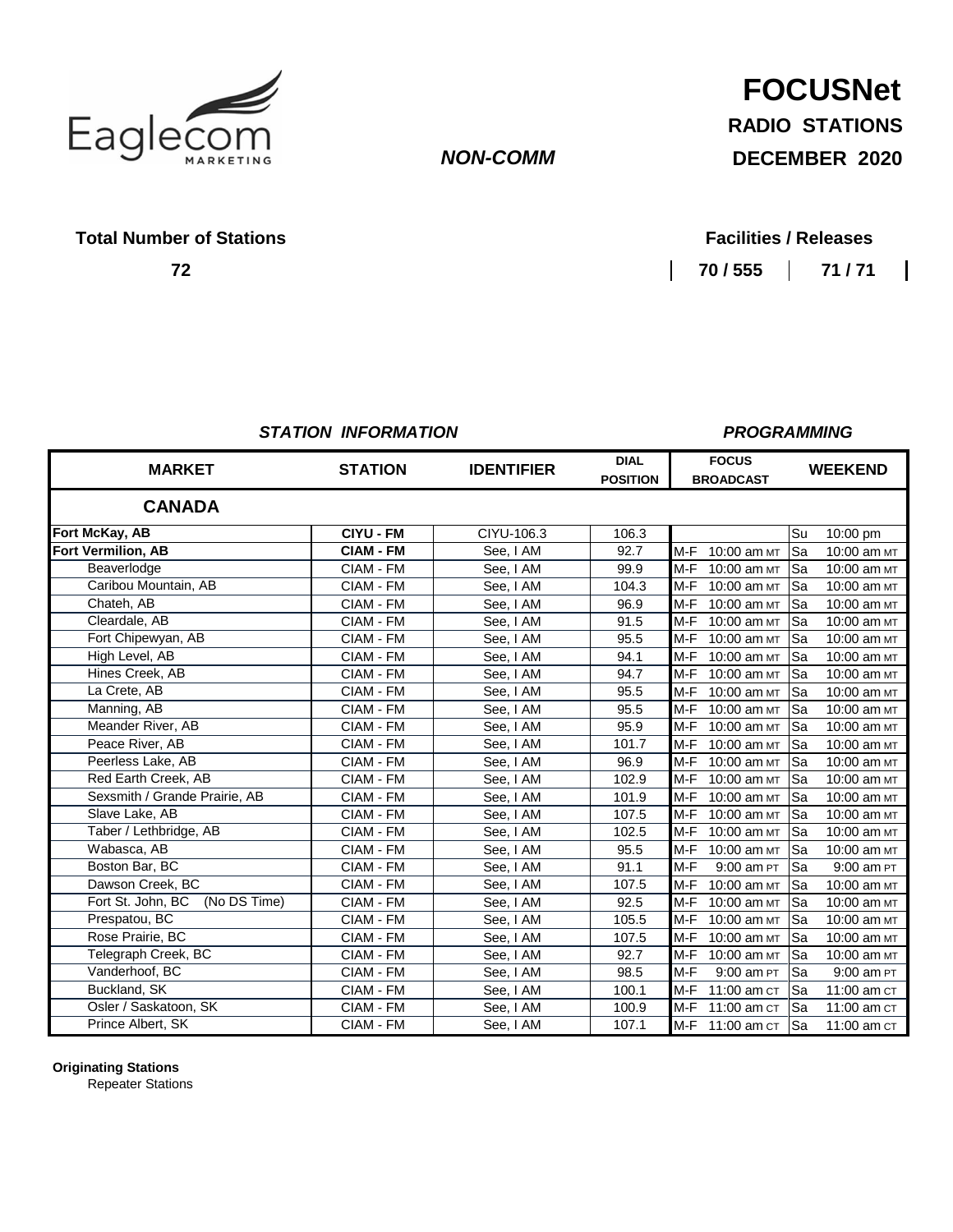Eaglecom MARKETING

*NON-COMM*

# FOCUSNet

**RADIO STATIONS**

**DECEMBER 2020**

**Total Number of Stations**

**72**

**Facilities / Releases**

**70 / 555** | **71 / 71**

***STATION INFORMATION*** ***PROGRAMMING***

| MARKET | STATION | IDENTIFIER | DIAL POSITION | FOCUS BROADCAST | WEEKEND |
|---|---|---|---|---|---|
| **CANADA** | | | | | |
| **Fort McKay, AB** | **CIYU - FM** | CIYU-106.3 | 106.3 | | Su 10:00 pm |
| **Fort Vermilion, AB** | **CIAM - FM** | See, I AM | 92.7 | M-F 10:00 am MT | Sa 10:00 am MT |
| Beaverlodge | CIAM - FM | See, I AM | 99.9 | M-F 10:00 am MT | Sa 10:00 am MT |
| Caribou Mountain, AB | CIAM - FM | See, I AM | 104.3 | M-F 10:00 am MT | Sa 10:00 am MT |
| Chateh, AB | CIAM - FM | See, I AM | 96.9 | M-F 10:00 am MT | Sa 10:00 am MT |
| Cleardale, AB | CIAM - FM | See, I AM | 91.5 | M-F 10:00 am MT | Sa 10:00 am MT |
| Fort Chipewyan, AB | CIAM - FM | See, I AM | 95.5 | M-F 10:00 am MT | Sa 10:00 am MT |
| High Level, AB | CIAM - FM | See, I AM | 94.1 | M-F 10:00 am MT | Sa 10:00 am MT |
| Hines Creek, AB | CIAM - FM | See, I AM | 94.7 | M-F 10:00 am MT | Sa 10:00 am MT |
| La Crete, AB | CIAM - FM | See, I AM | 95.5 | M-F 10:00 am MT | Sa 10:00 am MT |
| Manning, AB | CIAM - FM | See, I AM | 95.5 | M-F 10:00 am MT | Sa 10:00 am MT |
| Meander River, AB | CIAM - FM | See, I AM | 95.9 | M-F 10:00 am MT | Sa 10:00 am MT |
| Peace River, AB | CIAM - FM | See, I AM | 101.7 | M-F 10:00 am MT | Sa 10:00 am MT |
| Peerless Lake, AB | CIAM - FM | See, I AM | 96.9 | M-F 10:00 am MT | Sa 10:00 am MT |
| Red Earth Creek, AB | CIAM - FM | See, I AM | 102.9 | M-F 10:00 am MT | Sa 10:00 am MT |
| Sexsmith / Grande Prairie, AB | CIAM - FM | See, I AM | 101.9 | M-F 10:00 am MT | Sa 10:00 am MT |
| Slave Lake, AB | CIAM - FM | See, I AM | 107.5 | M-F 10:00 am MT | Sa 10:00 am MT |
| Taber / Lethbridge, AB | CIAM - FM | See, I AM | 102.5 | M-F 10:00 am MT | Sa 10:00 am MT |
| Wabasca, AB | CIAM - FM | See, I AM | 95.5 | M-F 10:00 am MT | Sa 10:00 am MT |
| Boston Bar, BC | CIAM - FM | See, I AM | 91.1 | M-F 9:00 am PT | Sa 9:00 am PT |
| Dawson Creek, BC | CIAM - FM | See, I AM | 107.5 | M-F 10:00 am MT | Sa 10:00 am MT |
| Fort St. John, BC (No DS Time) | CIAM - FM | See, I AM | 92.5 | M-F 10:00 am MT | Sa 10:00 am MT |
| Prespatou, BC | CIAM - FM | See, I AM | 105.5 | M-F 10:00 am MT | Sa 10:00 am MT |
| Rose Prairie, BC | CIAM - FM | See, I AM | 107.5 | M-F 10:00 am MT | Sa 10:00 am MT |
| Telegraph Creek, BC | CIAM - FM | See, I AM | 92.7 | M-F 10:00 am MT | Sa 10:00 am MT |
| Vanderhoof, BC | CIAM - FM | See, I AM | 98.5 | M-F 9:00 am PT | Sa 9:00 am PT |
| Buckland, SK | CIAM - FM | See, I AM | 100.1 | M-F 11:00 am CT | Sa 11:00 am CT |
| Osler / Saskatoon, SK | CIAM - FM | See, I AM | 100.9 | M-F 11:00 am CT | Sa 11:00 am CT |
| Prince Albert, SK | CIAM - FM | See, I AM | 107.1 | M-F 11:00 am CT | Sa 11:00 am CT |

**Originating Stations**

Repeater Stations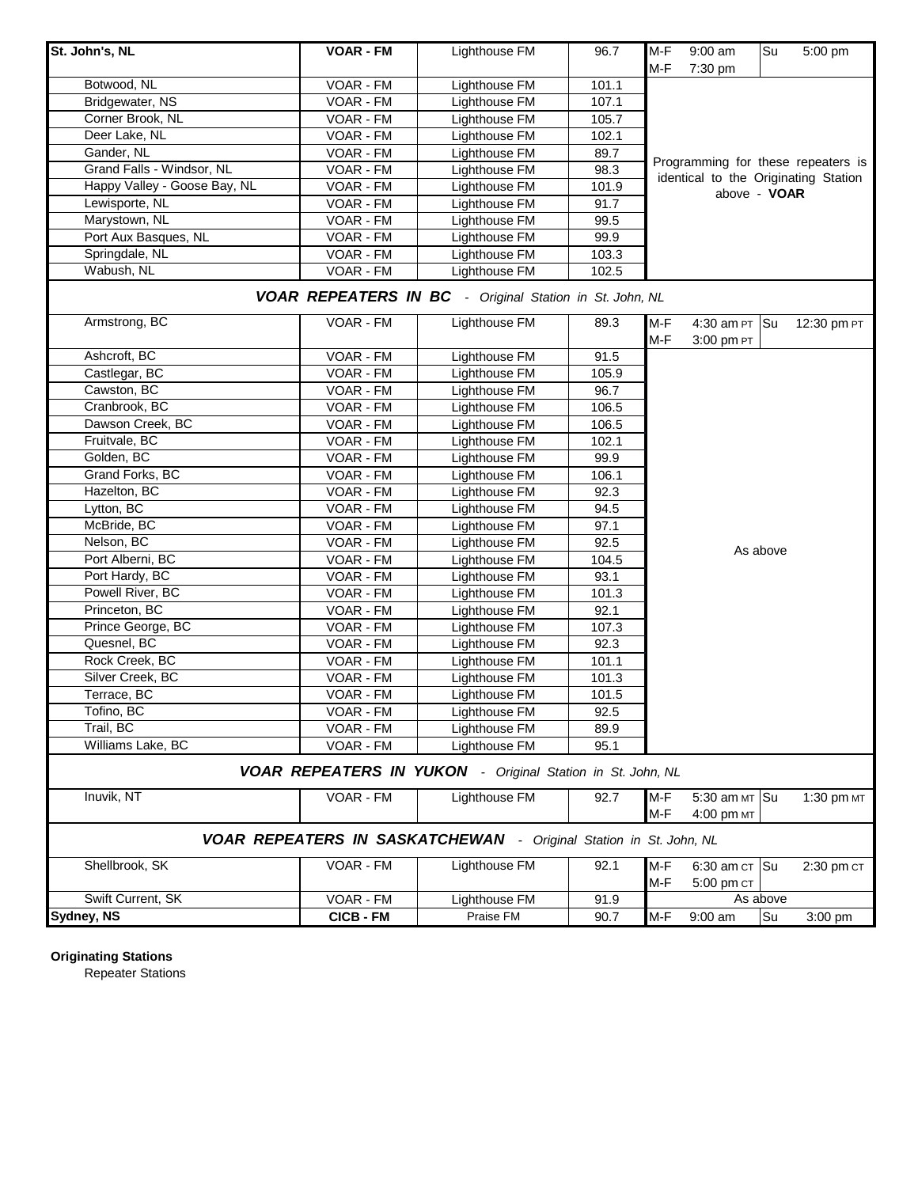| | | | | | | | |
|---|---|---|---|---|---|---|---|
| **St. John's, NL** | **VOAR - FM** | Lighthouse FM | 96.7 | M-F | 9:00 am | Su | 5:00 pm |
| | | | | M-F | 7:30 pm | | |
| Botwood, NL | VOAR - FM | Lighthouse FM | 101.1 | Programming for these repeaters is identical to the Originating Station above - **VOAR** | | | |
| Bridgewater, NS | VOAR - FM | Lighthouse FM | 107.1 | | | | |
| Corner Brook, NL | VOAR - FM | Lighthouse FM | 105.7 | | | | |
| Deer Lake, NL | VOAR - FM | Lighthouse FM | 102.1 | | | | |
| Gander, NL | VOAR - FM | Lighthouse FM | 89.7 | | | | |
| Grand Falls - Windsor, NL | VOAR - FM | Lighthouse FM | 98.3 | | | | |
| Happy Valley - Goose Bay, NL | VOAR - FM | Lighthouse FM | 101.9 | | | | |
| Lewisporte, NL | VOAR - FM | Lighthouse FM | 91.7 | | | | |
| Marystown, NL | VOAR - FM | Lighthouse FM | 99.5 | | | | |
| Port Aux Basques, NL | VOAR - FM | Lighthouse FM | 99.9 | | | | |
| Springdale, NL | VOAR - FM | Lighthouse FM | 103.3 | | | | |
| Wabush, NL | VOAR - FM | Lighthouse FM | 102.5 | | | | |
| ***VOAR REPEATERS IN BC*** - *Original Station in St. John, NL* | | | | | | | |
| Armstrong, BC | VOAR - FM | Lighthouse FM | 89.3 | M-F | 4:30 am PT | Su | 12:30 pm PT |
| | | | | M-F | 3:00 pm PT | | |
| Ashcroft, BC | VOAR - FM | Lighthouse FM | 91.5 | As above | | | |
| Castlegar, BC | VOAR - FM | Lighthouse FM | 105.9 | | | | |
| Cawston, BC | VOAR - FM | Lighthouse FM | 96.7 | | | | |
| Cranbrook, BC | VOAR - FM | Lighthouse FM | 106.5 | | | | |
| Dawson Creek, BC | VOAR - FM | Lighthouse FM | 106.5 | | | | |
| Fruitvale, BC | VOAR - FM | Lighthouse FM | 102.1 | | | | |
| Golden, BC | VOAR - FM | Lighthouse FM | 99.9 | | | | |
| Grand Forks, BC | VOAR - FM | Lighthouse FM | 106.1 | | | | |
| Hazelton, BC | VOAR - FM | Lighthouse FM | 92.3 | | | | |
| Lytton, BC | VOAR - FM | Lighthouse FM | 94.5 | | | | |
| McBride, BC | VOAR - FM | Lighthouse FM | 97.1 | | | | |
| Nelson, BC | VOAR - FM | Lighthouse FM | 92.5 | | | | |
| Port Alberni, BC | VOAR - FM | Lighthouse FM | 104.5 | | | | |
| Port Hardy, BC | VOAR - FM | Lighthouse FM | 93.1 | | | | |
| Powell River, BC | VOAR - FM | Lighthouse FM | 101.3 | | | | |
| Princeton, BC | VOAR - FM | Lighthouse FM | 92.1 | | | | |
| Prince George, BC | VOAR - FM | Lighthouse FM | 107.3 | | | | |
| Quesnel, BC | VOAR - FM | Lighthouse FM | 92.3 | | | | |
| Rock Creek, BC | VOAR - FM | Lighthouse FM | 101.1 | | | | |
| Silver Creek, BC | VOAR - FM | Lighthouse FM | 101.3 | | | | |
| Terrace, BC | VOAR - FM | Lighthouse FM | 101.5 | | | | |
| Tofino, BC | VOAR - FM | Lighthouse FM | 92.5 | | | | |
| Trail, BC | VOAR - FM | Lighthouse FM | 89.9 | | | | |
| Williams Lake, BC | VOAR - FM | Lighthouse FM | 95.1 | | | | |
| ***VOAR REPEATERS IN YUKON*** - *Original Station in St. John, NL* | | | | | | | |
| Inuvik, NT | VOAR - FM | Lighthouse FM | 92.7 | M-F | 5:30 am MT | Su | 1:30 pm MT |
| | | | | M-F | 4:00 pm MT | | |
| ***VOAR REPEATERS IN SASKATCHEWAN*** - *Original Station in St. John, NL* | | | | | | | |
| Shellbrook, SK | VOAR - FM | Lighthouse FM | 92.1 | M-F | 6:30 am CT | Su | 2:30 pm CT |
| | | | | M-F | 5:00 pm CT | | |
| Swift Current, SK | VOAR - FM | Lighthouse FM | 91.9 | As above | | | |
| **Sydney, NS** | **CICB - FM** | Praise FM | 90.7 | M-F | 9:00 am | Su | 3:00 pm |

**Originating Stations**

Repeater Stations